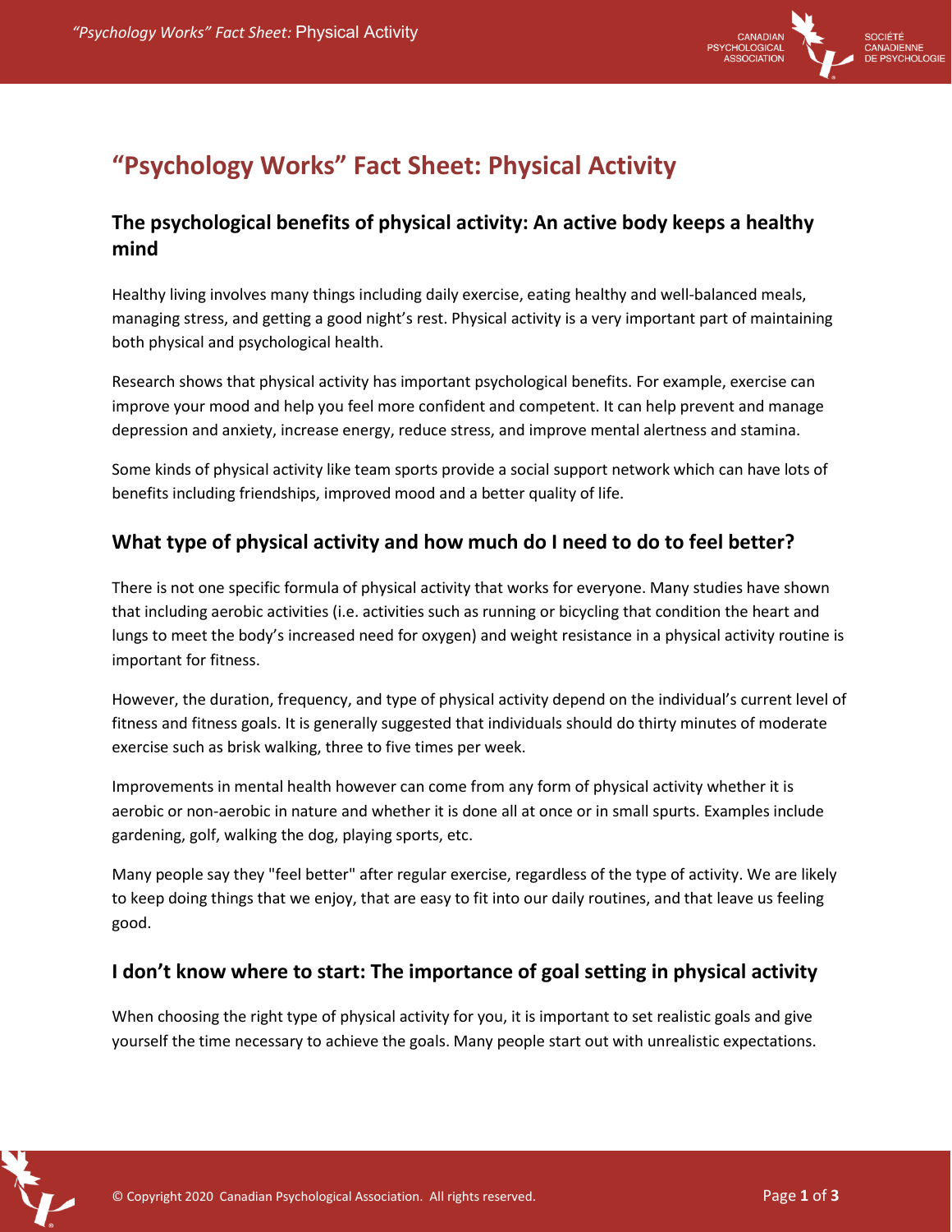# “Psychology Works” Fact Sheet: Physical Activity

## The psychological benefits of physical activity: An active body keeps a healthy mind

Healthy living involves many things including daily exercise, eating healthy and well-balanced meals, managing stress, and getting a good night’s rest. Physical activity is a very important part of maintaining both physical and psychological health.

Research shows that physical activity has important psychological benefits. For example, exercise can improve your mood and help you feel more confident and competent. It can help prevent and manage depression and anxiety, increase energy, reduce stress, and improve mental alertness and stamina.

Some kinds of physical activity like team sports provide a social support network which can have lots of benefits including friendships, improved mood and a better quality of life.

## What type of physical activity and how much do I need to do to feel better?

There is not one specific formula of physical activity that works for everyone. Many studies have shown that including aerobic activities (i.e. activities such as running or bicycling that condition the heart and lungs to meet the body’s increased need for oxygen) and weight resistance in a physical activity routine is important for fitness.

However, the duration, frequency, and type of physical activity depend on the individual’s current level of fitness and fitness goals. It is generally suggested that individuals should do thirty minutes of moderate exercise such as brisk walking, three to five times per week.

Improvements in mental health however can come from any form of physical activity whether it is aerobic or non-aerobic in nature and whether it is done all at once or in small spurts. Examples include gardening, golf, walking the dog, playing sports, etc.

Many people say they "feel better" after regular exercise, regardless of the type of activity. We are likely to keep doing things that we enjoy, that are easy to fit into our daily routines, and that leave us feeling good.

## I don’t know where to start: The importance of goal setting in physical activity

When choosing the right type of physical activity for you, it is important to set realistic goals and give yourself the time necessary to achieve the goals. Many people start out with unrealistic expectations.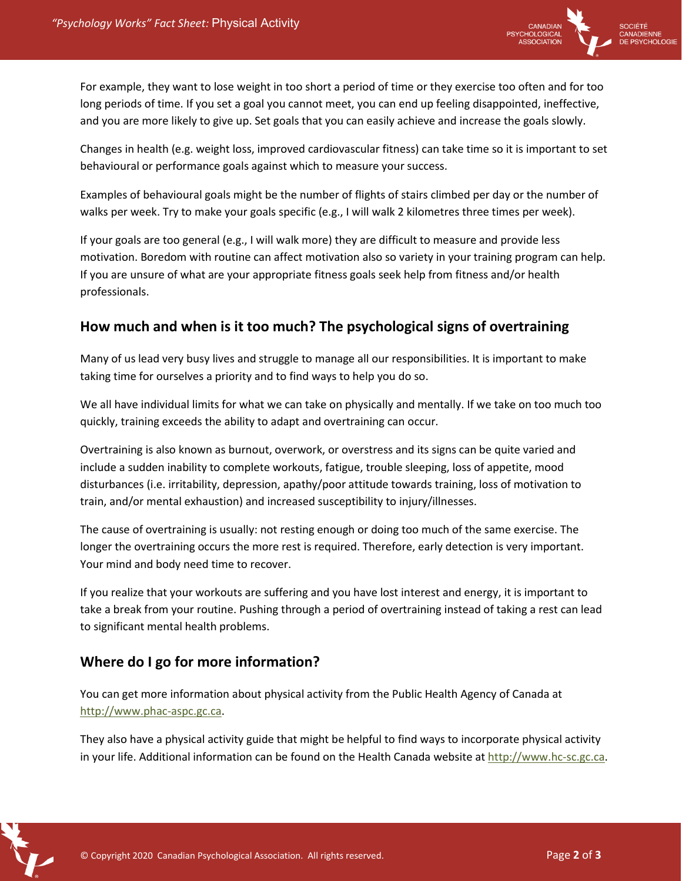For example, they want to lose weight in too short a period of time or they exercise too often and for too long periods of time. If you set a goal you cannot meet, you can end up feeling disappointed, ineffective, and you are more likely to give up. Set goals that you can easily achieve and increase the goals slowly.

Changes in health (e.g. weight loss, improved cardiovascular fitness) can take time so it is important to set behavioural or performance goals against which to measure your success.

Examples of behavioural goals might be the number of flights of stairs climbed per day or the number of walks per week. Try to make your goals specific (e.g., I will walk 2 kilometres three times per week).

If your goals are too general (e.g., I will walk more) they are difficult to measure and provide less motivation. Boredom with routine can affect motivation also so variety in your training program can help. If you are unsure of what are your appropriate fitness goals seek help from fitness and/or health professionals.

## How much and when is it too much? The psychological signs of overtraining

Many of us lead very busy lives and struggle to manage all our responsibilities. It is important to make taking time for ourselves a priority and to find ways to help you do so.

We all have individual limits for what we can take on physically and mentally. If we take on too much too quickly, training exceeds the ability to adapt and overtraining can occur.

Overtraining is also known as burnout, overwork, or overstress and its signs can be quite varied and include a sudden inability to complete workouts, fatigue, trouble sleeping, loss of appetite, mood disturbances (i.e. irritability, depression, apathy/poor attitude towards training, loss of motivation to train, and/or mental exhaustion) and increased susceptibility to injury/illnesses.

The cause of overtraining is usually: not resting enough or doing too much of the same exercise. The longer the overtraining occurs the more rest is required. Therefore, early detection is very important. Your mind and body need time to recover.

If you realize that your workouts are suffering and you have lost interest and energy, it is important to take a break from your routine. Pushing through a period of overtraining instead of taking a rest can lead to significant mental health problems.

## Where do I go for more information?

You can get more information about physical activity from the Public Health Agency of Canada at http://www.phac-aspc.gc.ca.

They also have a physical activity guide that might be helpful to find ways to incorporate physical activity in your life. Additional information can be found on the Health Canada website at http://www.hc-sc.gc.ca.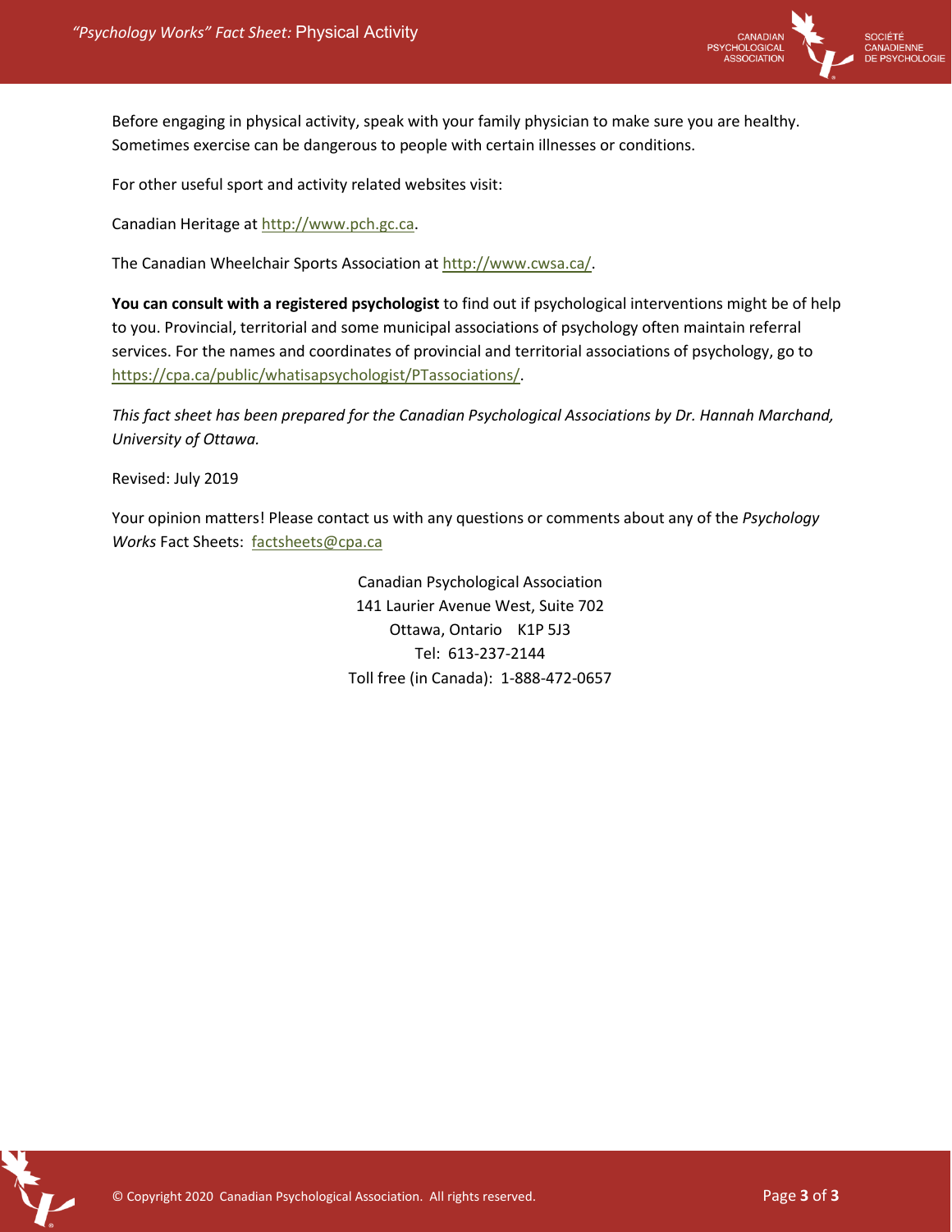Before engaging in physical activity, speak with your family physician to make sure you are healthy. Sometimes exercise can be dangerous to people with certain illnesses or conditions.

For other useful sport and activity related websites visit:

Canadian Heritage at http://www.pch.gc.ca.

The Canadian Wheelchair Sports Association at http://www.cwsa.ca/.

**You can consult with a registered psychologist** to find out if psychological interventions might be of help to you. Provincial, territorial and some municipal associations of psychology often maintain referral services. For the names and coordinates of provincial and territorial associations of psychology, go to https://cpa.ca/public/whatisapsychologist/PTassociations/.

*This fact sheet has been prepared for the Canadian Psychological Associations by Dr. Hannah Marchand, University of Ottawa.*

Revised: July 2019

Your opinion matters! Please contact us with any questions or comments about any of the *Psychology Works* Fact Sheets: factsheets@cpa.ca

Canadian Psychological Association
141 Laurier Avenue West, Suite 702
Ottawa, Ontario K1P 5J3
Tel: 613-237-2144
Toll free (in Canada): 1-888-472-0657

© Copyright 2020 Canadian Psychological Association. All rights reserved.